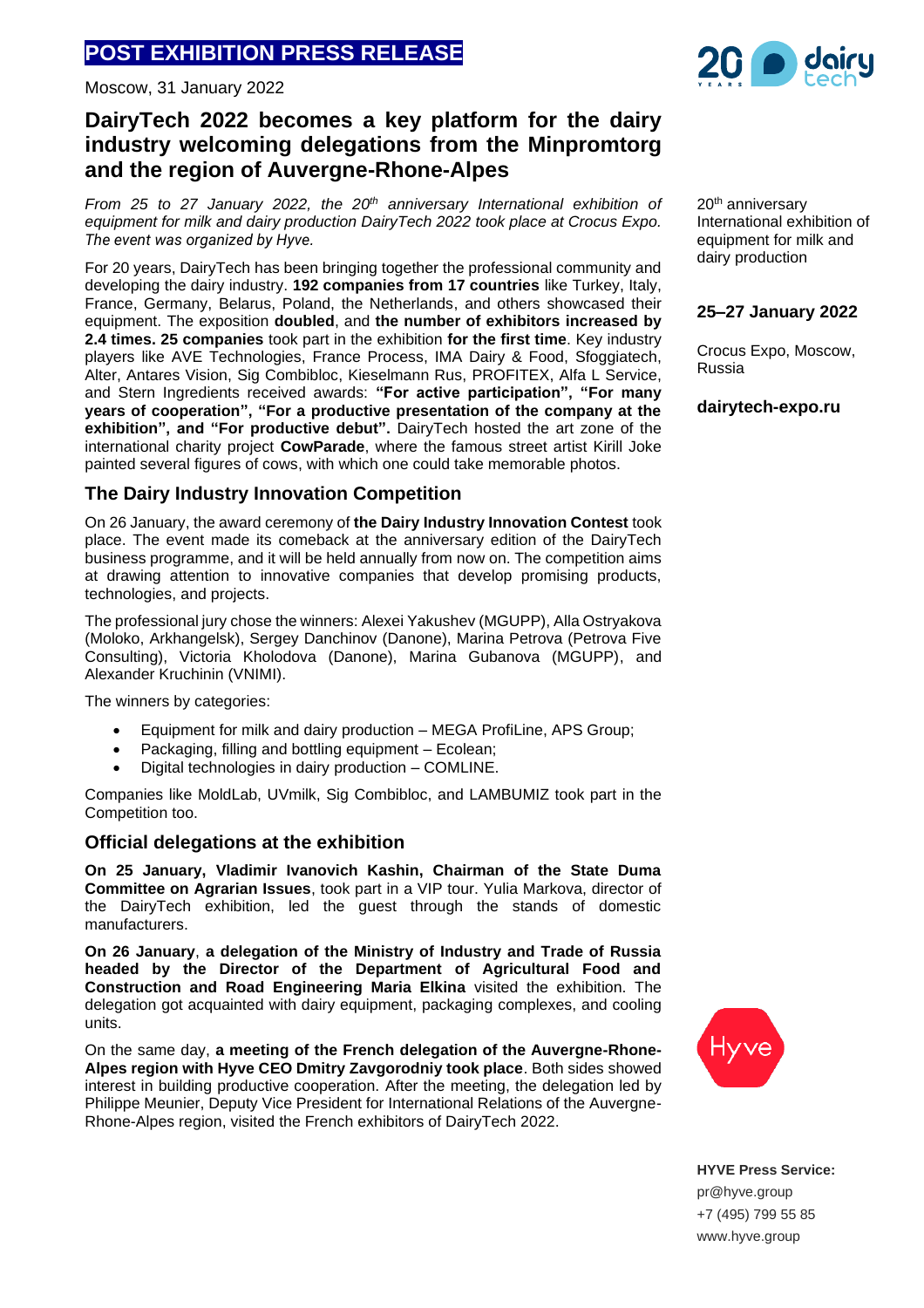**POST EXHIBITION PRESS RELEASE**

Moscow, 31 January 2022

# DairyTech 2022 becomes a key platform for the dairy industry welcoming delegations from the Minpromtorg and the region of Auvergne-Rhone-Alpes

*From 25 to 27 January 2022, the 20th anniversary International exhibition of equipment for milk and dairy production DairyTech 2022 took place at Crocus Expo. The event was organized by Hyve.*

For 20 years, DairyTech has been bringing together the professional community and developing the dairy industry. **192 companies from 17 countries** like Turkey, Italy, France, Germany, Belarus, Poland, the Netherlands, and others showcased their equipment. The exposition **doubled**, and **the number of exhibitors increased by 2.4 times. 25 companies** took part in the exhibition **for the first time**. Key industry players like AVE Technologies, France Process, IMA Dairy & Food, Sfoggiatech, Alter, Antares Vision, Sig Combibloc, Kieselmann Rus, PROFITEX, Alfa L Service, and Stern Ingredients received awards: **"For active participation", "For many years of cooperation", "For a productive presentation of the company at the exhibition", and "For productive debut".** DairyTech hosted the art zone of the international charity project **CowParade**, where the famous street artist Kirill Joke painted several figures of cows, with which one could take memorable photos.

## The Dairy Industry Innovation Competition

On 26 January, the award ceremony of **the Dairy Industry Innovation Contest** took place. The event made its comeback at the anniversary edition of the DairyTech business programme, and it will be held annually from now on. The competition aims at drawing attention to innovative companies that develop promising products, technologies, and projects.

The professional jury chose the winners: Alexei Yakushev (MGUPP), Alla Ostryakova (Moloko, Arkhangelsk), Sergey Danchinov (Danone), Marina Petrova (Petrova Five Consulting), Victoria Kholodova (Danone), Marina Gubanova (MGUPP), and Alexander Kruchinin (VNIMI).

The winners by categories:

- Equipment for milk and dairy production – MEGA ProfiLine, APS Group;
- Packaging, filling and bottling equipment – Ecolean;
- Digital technologies in dairy production – COMLINE.

Companies like MoldLab, UVmilk, Sig Combibloc, and LAMBUMIZ took part in the Competition too.

## Official delegations at the exhibition

**On 25 January, Vladimir Ivanovich Kashin, Chairman of the State Duma Committee on Agrarian Issues**, took part in a VIP tour. Yulia Markova, director of the DairyTech exhibition, led the guest through the stands of domestic manufacturers.

**On 26 January**, **a delegation of the Ministry of Industry and Trade of Russia headed by the Director of the Department of Agricultural Food and Construction and Road Engineering Maria Elkina** visited the exhibition. The delegation got acquainted with dairy equipment, packaging complexes, and cooling units.

On the same day, **a meeting of the French delegation of the Auvergne-Rhone-Alpes region with Hyve CEO Dmitry Zavgorodniy took place**. Both sides showed interest in building productive cooperation. After the meeting, the delegation led by Philippe Meunier, Deputy Vice President for International Relations of the Auvergne-Rhone-Alpes region, visited the French exhibitors of DairyTech 2022.

20th anniversary International exhibition of equipment for milk and dairy production

**25–27 January 2022**

Crocus Expo, Moscow, Russia

**dairytech-expo.ru**

**HYVE Press Service:**
pr@hyve.group
+7 (495) 799 55 85
www.hyve.group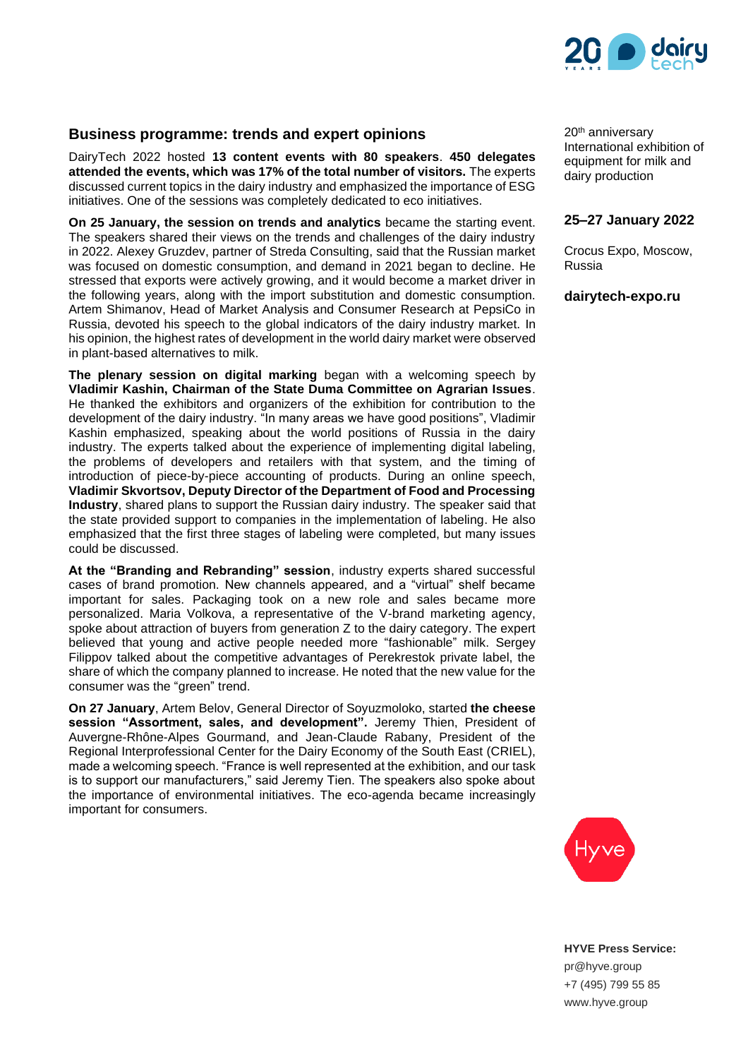## Business programme: trends and expert opinions

DairyTech 2022 hosted **13 content events with 80 speakers**. **450 delegates attended the events, which was 17% of the total number of visitors.** The experts discussed current topics in the dairy industry and emphasized the importance of ESG initiatives. One of the sessions was completely dedicated to eco initiatives.

**On 25 January, the session on trends and analytics** became the starting event. The speakers shared their views on the trends and challenges of the dairy industry in 2022. Alexey Gruzdev, partner of Streda Consulting, said that the Russian market was focused on domestic consumption, and demand in 2021 began to decline. He stressed that exports were actively growing, and it would become a market driver in the following years, along with the import substitution and domestic consumption. Artem Shimanov, Head of Market Analysis and Consumer Research at PepsiCo in Russia, devoted his speech to the global indicators of the dairy industry market. In his opinion, the highest rates of development in the world dairy market were observed in plant-based alternatives to milk.

**The plenary session on digital marking** began with a welcoming speech by **Vladimir Kashin, Chairman of the State Duma Committee on Agrarian Issues**. He thanked the exhibitors and organizers of the exhibition for contribution to the development of the dairy industry. "In many areas we have good positions", Vladimir Kashin emphasized, speaking about the world positions of Russia in the dairy industry. The experts talked about the experience of implementing digital labeling, the problems of developers and retailers with that system, and the timing of introduction of piece-by-piece accounting of products. During an online speech, **Vladimir Skvortsov, Deputy Director of the Department of Food and Processing Industry**, shared plans to support the Russian dairy industry. The speaker said that the state provided support to companies in the implementation of labeling. He also emphasized that the first three stages of labeling were completed, but many issues could be discussed.

**At the "Branding and Rebranding" session**, industry experts shared successful cases of brand promotion. New channels appeared, and a "virtual" shelf became important for sales. Packaging took on a new role and sales became more personalized. Maria Volkova, a representative of the V-brand marketing agency, spoke about attraction of buyers from generation Z to the dairy category. The expert believed that young and active people needed more "fashionable" milk. Sergey Filippov talked about the competitive advantages of Perekrestok private label, the share of which the company planned to increase. He noted that the new value for the consumer was the "green" trend.

**On 27 January**, Artem Belov, General Director of Soyuzmoloko, started **the cheese session "Assortment, sales, and development".** Jeremy Thien, President of Auvergne-Rhône-Alpes Gourmand, and Jean-Claude Rabany, President of the Regional Interprofessional Center for the Dairy Economy of the South East (CRIEL), made a welcoming speech. "France is well represented at the exhibition, and our task is to support our manufacturers," said Jeremy Tien. The speakers also spoke about the importance of environmental initiatives. The eco-agenda became increasingly important for consumers.

20th anniversary International exhibition of equipment for milk and dairy production

**25–27 January 2022**

Crocus Expo, Moscow, Russia

**dairytech-expo.ru**

**HYVE Press Service:**
pr@hyve.group
+7 (495) 799 55 85
www.hyve.group